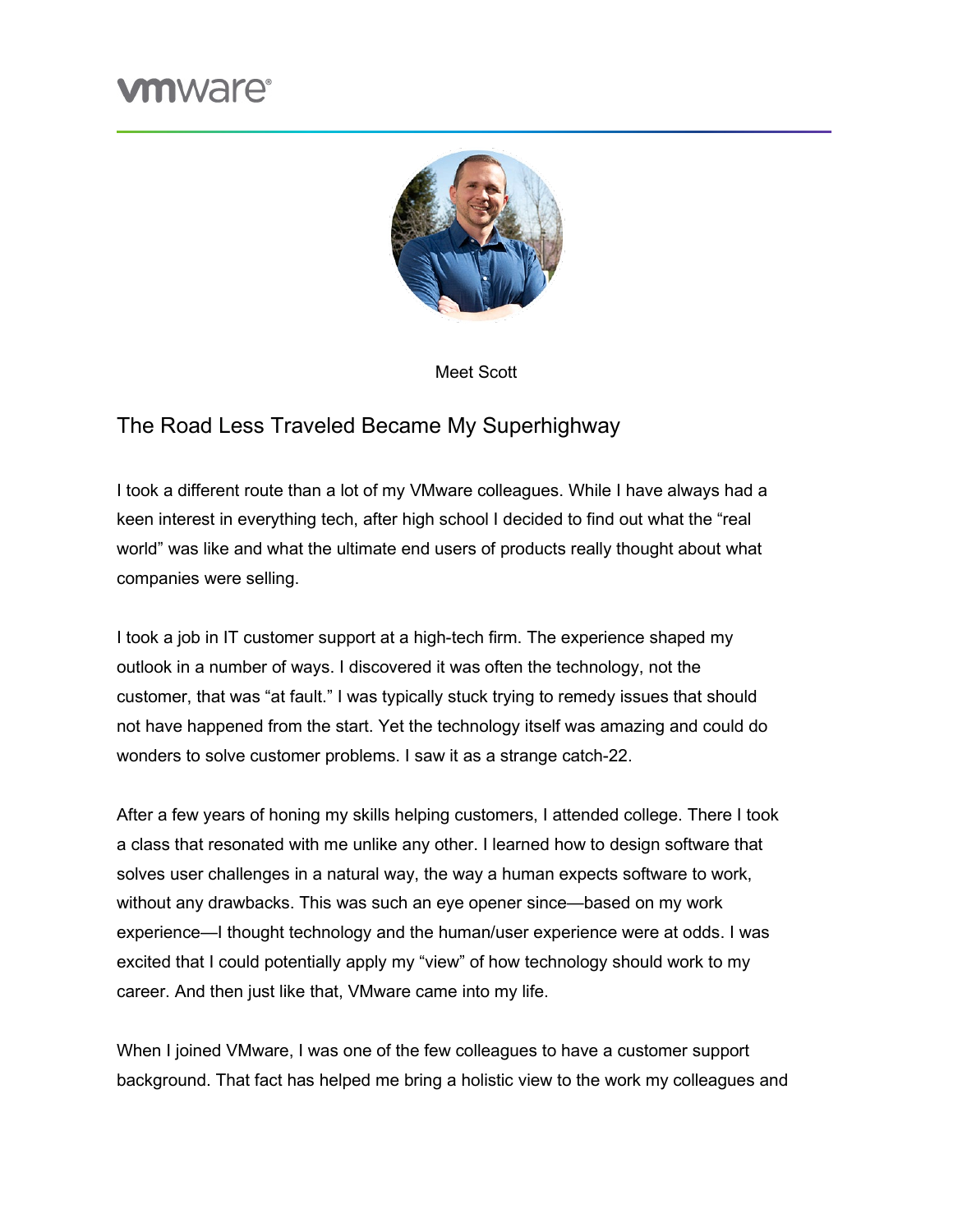Meet Scott

## The Road Less Traveled Became My Superhighway

I took a different route than a lot of my VMware colleagues. While I have always had a keen interest in everything tech, after high school I decided to find out what the "real world" was like and what the ultimate end users of products really thought about what companies were selling.

I took a job in IT customer support at a high-tech firm. The experience shaped my outlook in a number of ways. I discovered it was often the technology, not the customer, that was "at fault." I was typically stuck trying to remedy issues that should not have happened from the start. Yet the technology itself was amazing and could do wonders to solve customer problems. I saw it as a strange catch-22.

After a few years of honing my skills helping customers, I attended college. There I took a class that resonated with me unlike any other. I learned how to design software that solves user challenges in a natural way, the way a human expects software to work, without any drawbacks. This was such an eye opener since—based on my work experience—I thought technology and the human/user experience were at odds. I was excited that I could potentially apply my "view" of how technology should work to my career. And then just like that, VMware came into my life.

When I joined VMware, I was one of the few colleagues to have a customer support background. That fact has helped me bring a holistic view to the work my colleagues and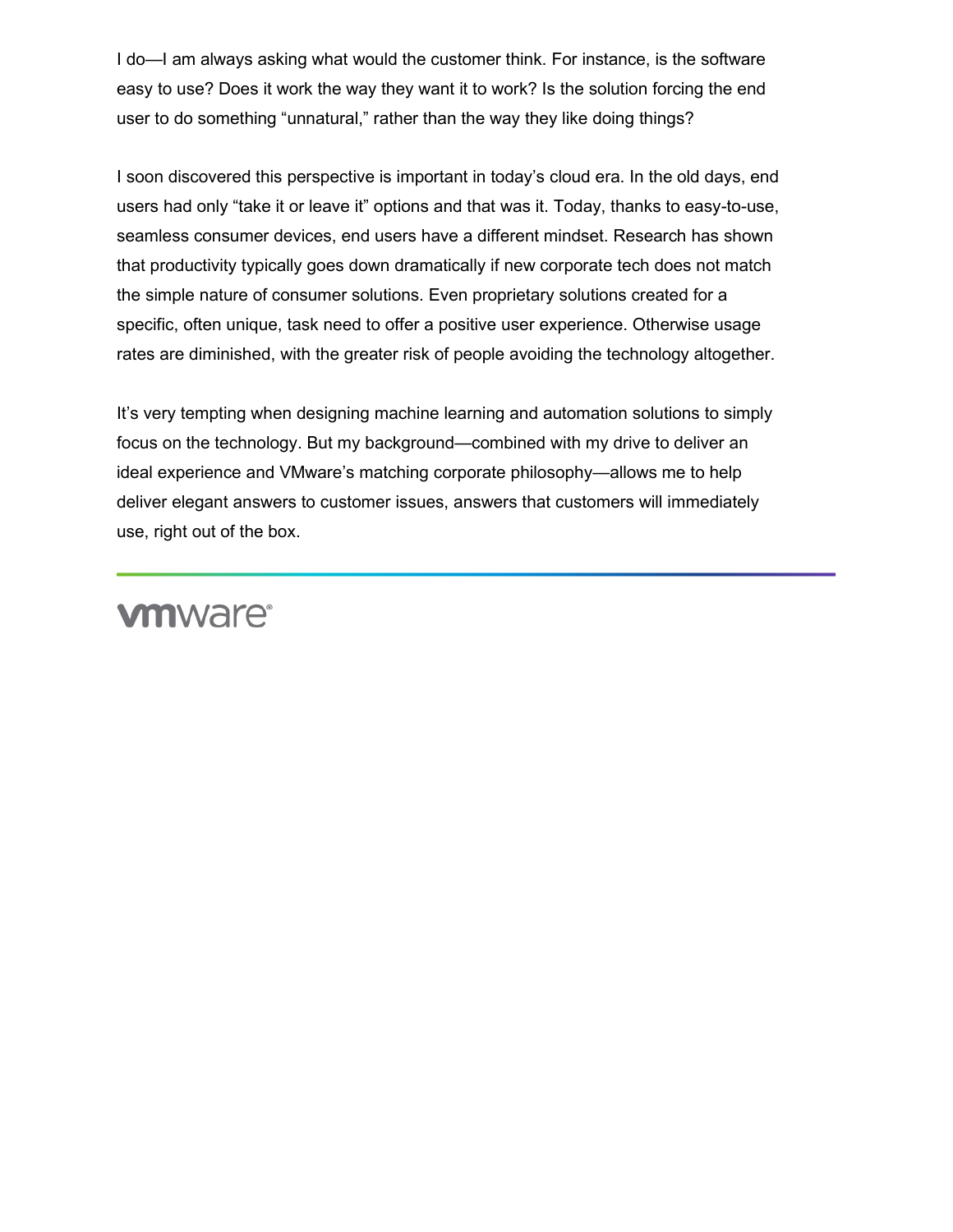I do—I am always asking what would the customer think. For instance, is the software easy to use? Does it work the way they want it to work? Is the solution forcing the end user to do something "unnatural," rather than the way they like doing things?

I soon discovered this perspective is important in today's cloud era. In the old days, end users had only "take it or leave it" options and that was it. Today, thanks to easy-to-use, seamless consumer devices, end users have a different mindset. Research has shown that productivity typically goes down dramatically if new corporate tech does not match the simple nature of consumer solutions. Even proprietary solutions created for a specific, often unique, task need to offer a positive user experience. Otherwise usage rates are diminished, with the greater risk of people avoiding the technology altogether.

It's very tempting when designing machine learning and automation solutions to simply focus on the technology. But my background—combined with my drive to deliver an ideal experience and VMware's matching corporate philosophy—allows me to help deliver elegant answers to customer issues, answers that customers will immediately use, right out of the box.

vmware®